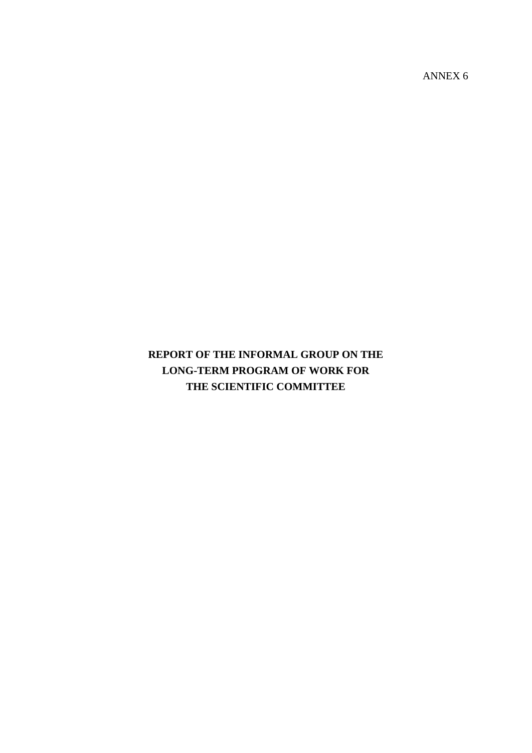ANNEX 6

# REPORT OF THE INFORMAL GROUP ON THE LONG-TERM PROGRAM OF WORK FOR THE SCIENTIFIC COMMITTEE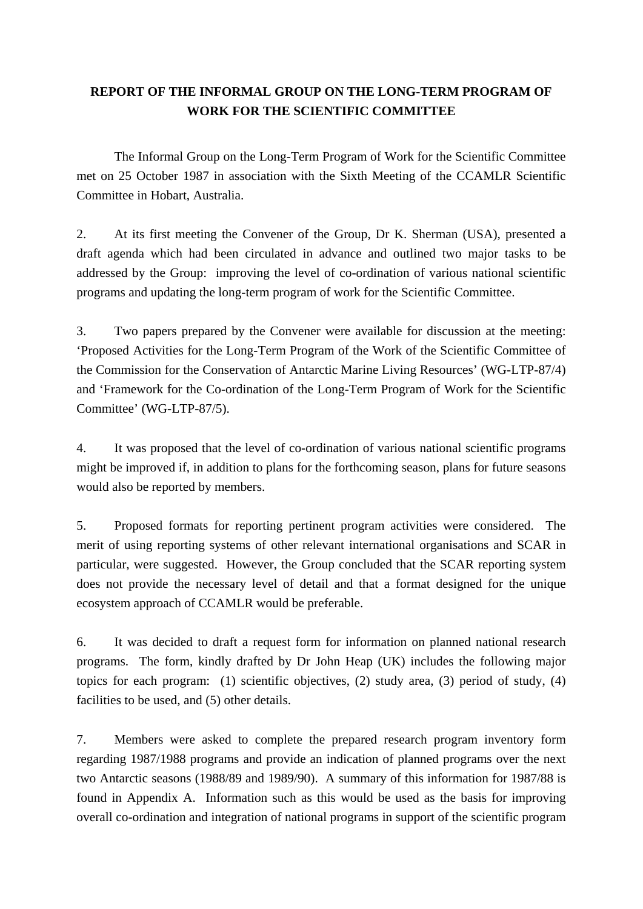# REPORT OF THE INFORMAL GROUP ON THE LONG-TERM PROGRAM OF WORK FOR THE SCIENTIFIC COMMITTEE

The Informal Group on the Long-Term Program of Work for the Scientific Committee met on 25 October 1987 in association with the Sixth Meeting of the CCAMLR Scientific Committee in Hobart, Australia.

2. At its first meeting the Convener of the Group, Dr K. Sherman (USA), presented a draft agenda which had been circulated in advance and outlined two major tasks to be addressed by the Group: improving the level of co-ordination of various national scientific programs and updating the long-term program of work for the Scientific Committee.

3. Two papers prepared by the Convener were available for discussion at the meeting: 'Proposed Activities for the Long-Term Program of the Work of the Scientific Committee of the Commission for the Conservation of Antarctic Marine Living Resources' (WG-LTP-87/4) and 'Framework for the Co-ordination of the Long-Term Program of Work for the Scientific Committee' (WG-LTP-87/5).

4. It was proposed that the level of co-ordination of various national scientific programs might be improved if, in addition to plans for the forthcoming season, plans for future seasons would also be reported by members.

5. Proposed formats for reporting pertinent program activities were considered. The merit of using reporting systems of other relevant international organisations and SCAR in particular, were suggested. However, the Group concluded that the SCAR reporting system does not provide the necessary level of detail and that a format designed for the unique ecosystem approach of CCAMLR would be preferable.

6. It was decided to draft a request form for information on planned national research programs. The form, kindly drafted by Dr John Heap (UK) includes the following major topics for each program: (1) scientific objectives, (2) study area, (3) period of study, (4) facilities to be used, and (5) other details.

7. Members were asked to complete the prepared research program inventory form regarding 1987/1988 programs and provide an indication of planned programs over the next two Antarctic seasons (1988/89 and 1989/90). A summary of this information for 1987/88 is found in Appendix A. Information such as this would be used as the basis for improving overall co-ordination and integration of national programs in support of the scientific program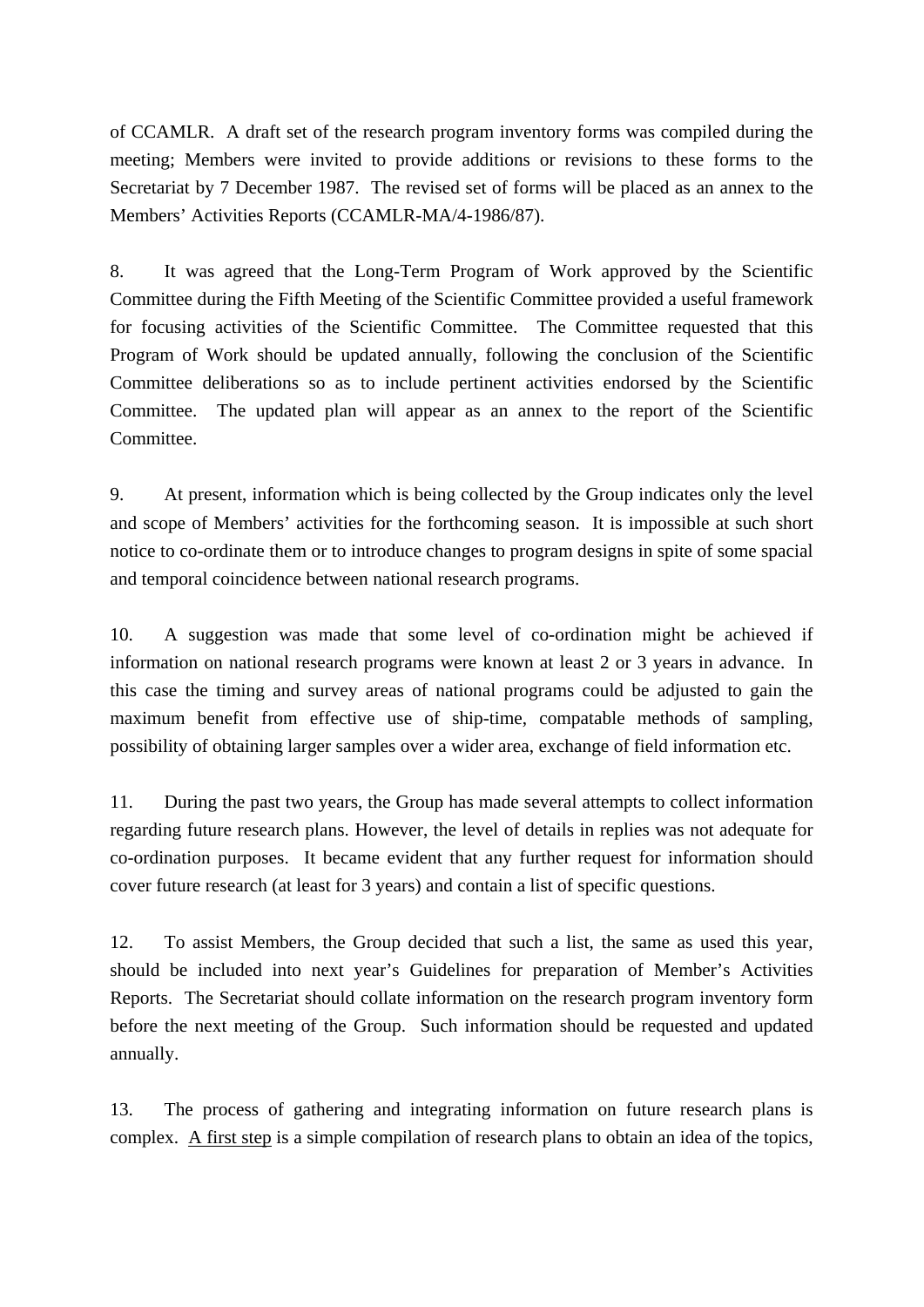of CCAMLR. A draft set of the research program inventory forms was compiled during the meeting; Members were invited to provide additions or revisions to these forms to the Secretariat by 7 December 1987. The revised set of forms will be placed as an annex to the Members' Activities Reports (CCAMLR-MA/4-1986/87).

8. It was agreed that the Long-Term Program of Work approved by the Scientific Committee during the Fifth Meeting of the Scientific Committee provided a useful framework for focusing activities of the Scientific Committee. The Committee requested that this Program of Work should be updated annually, following the conclusion of the Scientific Committee deliberations so as to include pertinent activities endorsed by the Scientific Committee. The updated plan will appear as an annex to the report of the Scientific Committee.

9. At present, information which is being collected by the Group indicates only the level and scope of Members' activities for the forthcoming season. It is impossible at such short notice to co-ordinate them or to introduce changes to program designs in spite of some spacial and temporal coincidence between national research programs.

10. A suggestion was made that some level of co-ordination might be achieved if information on national research programs were known at least 2 or 3 years in advance. In this case the timing and survey areas of national programs could be adjusted to gain the maximum benefit from effective use of ship-time, compatable methods of sampling, possibility of obtaining larger samples over a wider area, exchange of field information etc.

11. During the past two years, the Group has made several attempts to collect information regarding future research plans. However, the level of details in replies was not adequate for co-ordination purposes. It became evident that any further request for information should cover future research (at least for 3 years) and contain a list of specific questions.

12. To assist Members, the Group decided that such a list, the same as used this year, should be included into next year's Guidelines for preparation of Member's Activities Reports. The Secretariat should collate information on the research program inventory form before the next meeting of the Group. Such information should be requested and updated annually.

13. The process of gathering and integrating information on future research plans is complex. <u>A first step</u> is a simple compilation of research plans to obtain an idea of the topics,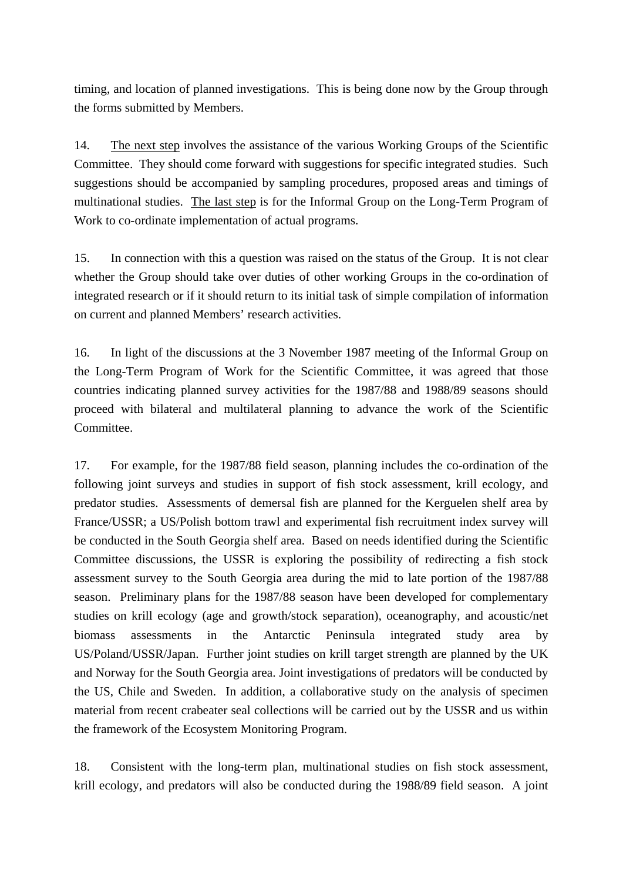timing, and location of planned investigations. This is being done now by the Group through the forms submitted by Members.

14. The next step involves the assistance of the various Working Groups of the Scientific Committee. They should come forward with suggestions for specific integrated studies. Such suggestions should be accompanied by sampling procedures, proposed areas and timings of multinational studies. The last step is for the Informal Group on the Long-Term Program of Work to co-ordinate implementation of actual programs.

15. In connection with this a question was raised on the status of the Group. It is not clear whether the Group should take over duties of other working Groups in the co-ordination of integrated research or if it should return to its initial task of simple compilation of information on current and planned Members' research activities.

16. In light of the discussions at the 3 November 1987 meeting of the Informal Group on the Long-Term Program of Work for the Scientific Committee, it was agreed that those countries indicating planned survey activities for the 1987/88 and 1988/89 seasons should proceed with bilateral and multilateral planning to advance the work of the Scientific Committee.

17. For example, for the 1987/88 field season, planning includes the co-ordination of the following joint surveys and studies in support of fish stock assessment, krill ecology, and predator studies. Assessments of demersal fish are planned for the Kerguelen shelf area by France/USSR; a US/Polish bottom trawl and experimental fish recruitment index survey will be conducted in the South Georgia shelf area. Based on needs identified during the Scientific Committee discussions, the USSR is exploring the possibility of redirecting a fish stock assessment survey to the South Georgia area during the mid to late portion of the 1987/88 season. Preliminary plans for the 1987/88 season have been developed for complementary studies on krill ecology (age and growth/stock separation), oceanography, and acoustic/net biomass assessments in the Antarctic Peninsula integrated study area by US/Poland/USSR/Japan. Further joint studies on krill target strength are planned by the UK and Norway for the South Georgia area. Joint investigations of predators will be conducted by the US, Chile and Sweden. In addition, a collaborative study on the analysis of specimen material from recent crabeater seal collections will be carried out by the USSR and us within the framework of the Ecosystem Monitoring Program.

18. Consistent with the long-term plan, multinational studies on fish stock assessment, krill ecology, and predators will also be conducted during the 1988/89 field season. A joint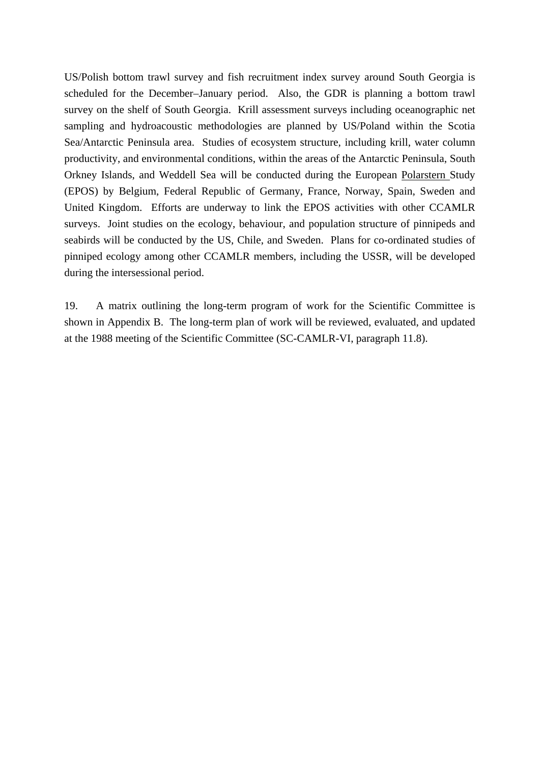US/Polish bottom trawl survey and fish recruitment index survey around South Georgia is scheduled for the December–January period. Also, the GDR is planning a bottom trawl survey on the shelf of South Georgia. Krill assessment surveys including oceanographic net sampling and hydroacoustic methodologies are planned by US/Poland within the Scotia Sea/Antarctic Peninsula area. Studies of ecosystem structure, including krill, water column productivity, and environmental conditions, within the areas of the Antarctic Peninsula, South Orkney Islands, and Weddell Sea will be conducted during the European Polarstern Study (EPOS) by Belgium, Federal Republic of Germany, France, Norway, Spain, Sweden and United Kingdom. Efforts are underway to link the EPOS activities with other CCAMLR surveys. Joint studies on the ecology, behaviour, and population structure of pinnipeds and seabirds will be conducted by the US, Chile, and Sweden. Plans for co-ordinated studies of pinniped ecology among other CCAMLR members, including the USSR, will be developed during the intersessional period.

19. A matrix outlining the long-term program of work for the Scientific Committee is shown in Appendix B. The long-term plan of work will be reviewed, evaluated, and updated at the 1988 meeting of the Scientific Committee (SC-CAMLR-VI, paragraph 11.8).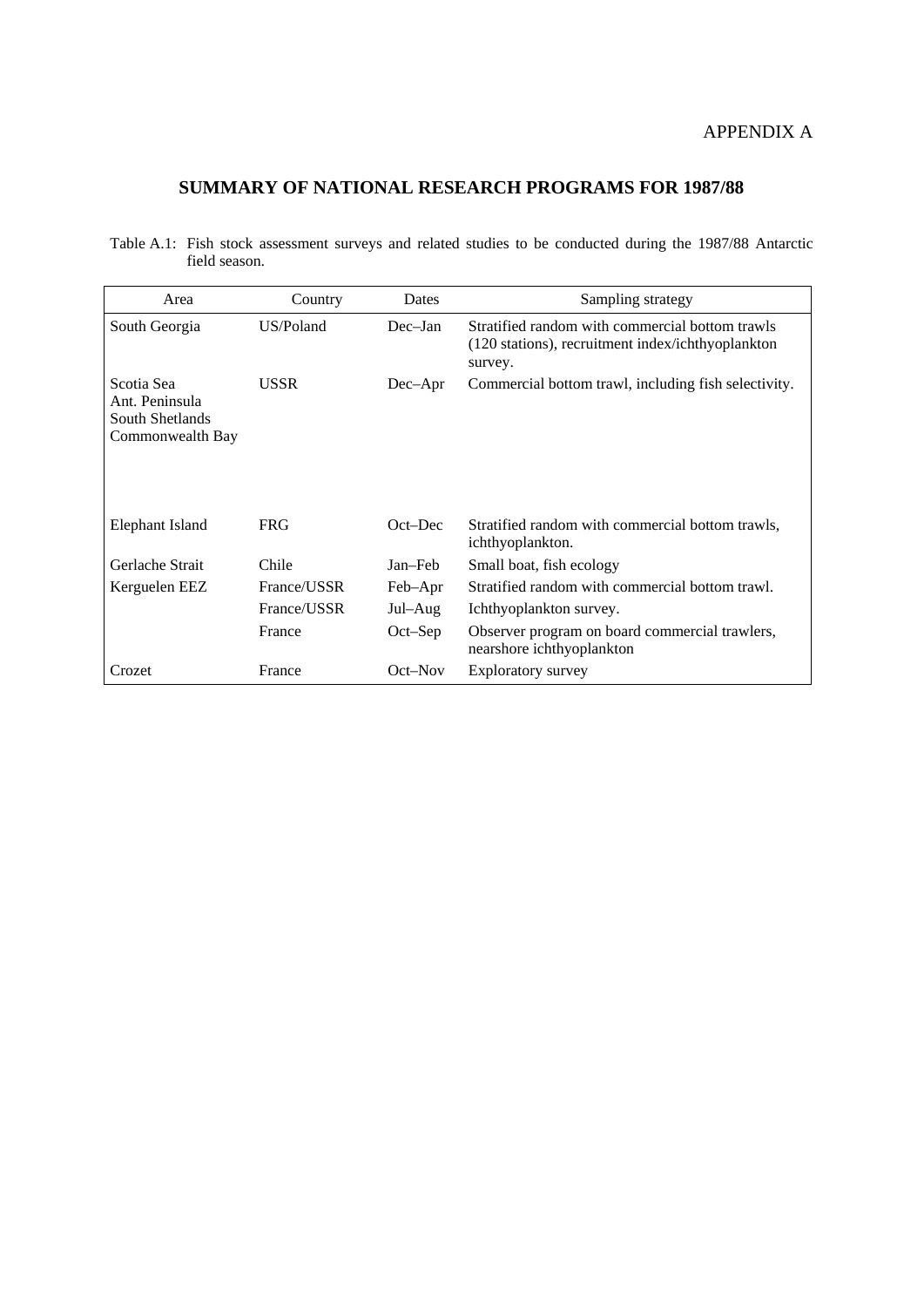APPENDIX A

## SUMMARY OF NATIONAL RESEARCH PROGRAMS FOR 1987/88

Table A.1: Fish stock assessment surveys and related studies to be conducted during the 1987/88 Antarctic field season.

| Area | Country | Dates | Sampling strategy |
|---|---|---|---|
| South Georgia | US/Poland | Dec–Jan | Stratified random with commercial bottom trawls (120 stations), recruitment index/ichthyoplankton survey. |
| Scotia Sea<br>Ant. Peninsula<br>South Shetlands<br>Commonwealth Bay | USSR | Dec–Apr | Commercial bottom trawl, including fish selectivity. |
| Elephant Island | FRG | Oct–Dec | Stratified random with commercial bottom trawls, ichthyoplankton. |
| Gerlache Strait | Chile | Jan–Feb | Small boat, fish ecology |
| Kerguelen EEZ | France/USSR | Feb–Apr | Stratified random with commercial bottom trawl. |
| | France/USSR | Jul–Aug | Ichthyoplankton survey. |
| | France | Oct–Sep | Observer program on board commercial trawlers, nearshore ichthyoplankton |
| Crozet | France | Oct–Nov | Exploratory survey |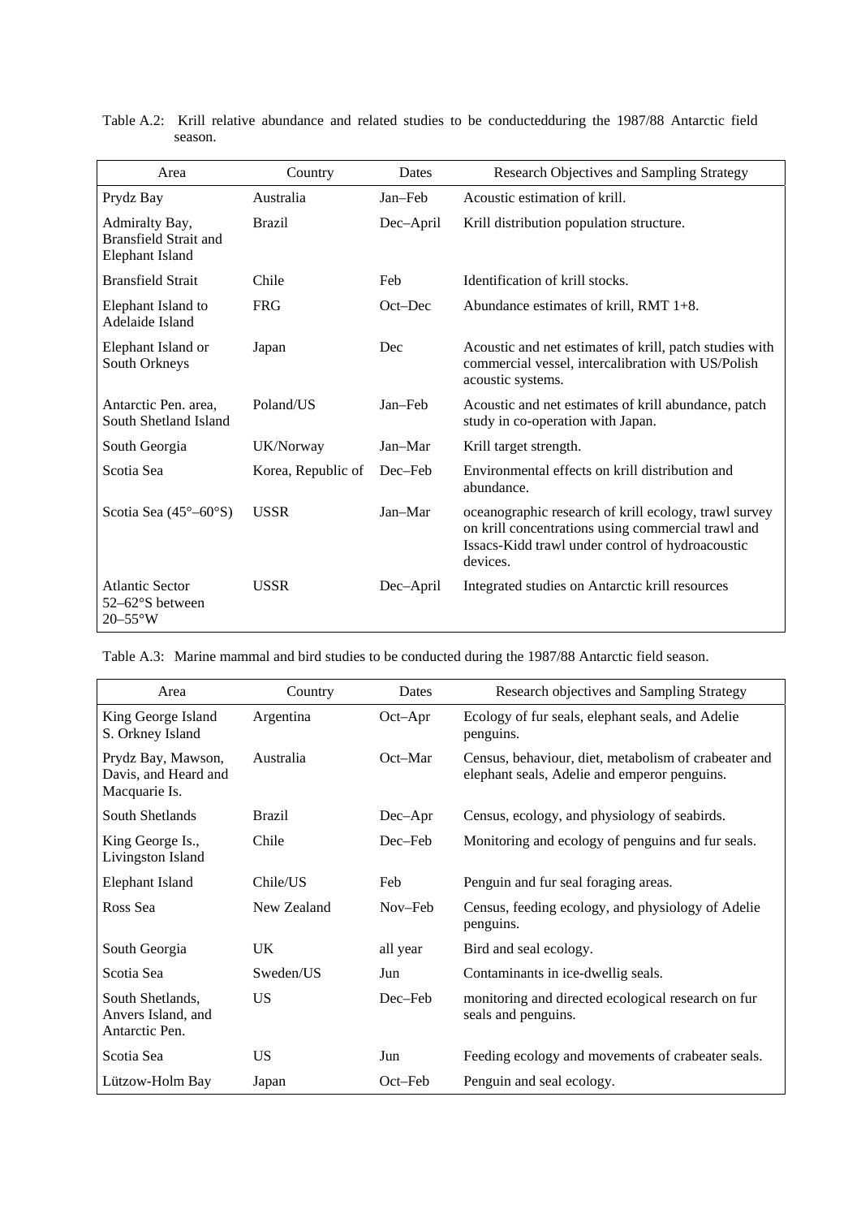Table A.2: Krill relative abundance and related studies to be conductedduring the 1987/88 Antarctic field season.

| Area | Country | Dates | Research Objectives and Sampling Strategy |
|---|---|---|---|
| Prydz Bay | Australia | Jan–Feb | Acoustic estimation of krill. |
| Admiralty Bay, Bransfield Strait and Elephant Island | Brazil | Dec–April | Krill distribution population structure. |
| Bransfield Strait | Chile | Feb | Identification of krill stocks. |
| Elephant Island to Adelaide Island | FRG | Oct–Dec | Abundance estimates of krill, RMT 1+8. |
| Elephant Island or South Orkneys | Japan | Dec | Acoustic and net estimates of krill, patch studies with commercial vessel, intercalibration with US/Polish acoustic systems. |
| Antarctic Pen. area, South Shetland Island | Poland/US | Jan–Feb | Acoustic and net estimates of krill abundance, patch study in co-operation with Japan. |
| South Georgia | UK/Norway | Jan–Mar | Krill target strength. |
| Scotia Sea | Korea, Republic of | Dec–Feb | Environmental effects on krill distribution and abundance. |
| Scotia Sea (45°–60°S) | USSR | Jan–Mar | oceanographic research of krill ecology, trawl survey on krill concentrations using commercial trawl and Issacs-Kidd trawl under control of hydroacoustic devices. |
| Atlantic Sector 52–62°S between 20–55°W | USSR | Dec–April | Integrated studies on Antarctic krill resources |

Table A.3: Marine mammal and bird studies to be conducted during the 1987/88 Antarctic field season.

| Area | Country | Dates | Research objectives and Sampling Strategy |
|---|---|---|---|
| King George Island S. Orkney Island | Argentina | Oct–Apr | Ecology of fur seals, elephant seals, and Adelie penguins. |
| Prydz Bay, Mawson, Davis, and Heard and Macquarie Is. | Australia | Oct–Mar | Census, behaviour, diet, metabolism of crabeater and elephant seals, Adelie and emperor penguins. |
| South Shetlands | Brazil | Dec–Apr | Census, ecology, and physiology of seabirds. |
| King George Is., Livingston Island | Chile | Dec–Feb | Monitoring and ecology of penguins and fur seals. |
| Elephant Island | Chile/US | Feb | Penguin and fur seal foraging areas. |
| Ross Sea | New Zealand | Nov–Feb | Census, feeding ecology, and physiology of Adelie penguins. |
| South Georgia | UK | all year | Bird and seal ecology. |
| Scotia Sea | Sweden/US | Jun | Contaminants in ice-dwellig seals. |
| South Shetlands, Anvers Island, and Antarctic Pen. | US | Dec–Feb | monitoring and directed ecological research on fur seals and penguins. |
| Scotia Sea | US | Jun | Feeding ecology and movements of crabeater seals. |
| Lützow-Holm Bay | Japan | Oct–Feb | Penguin and seal ecology. |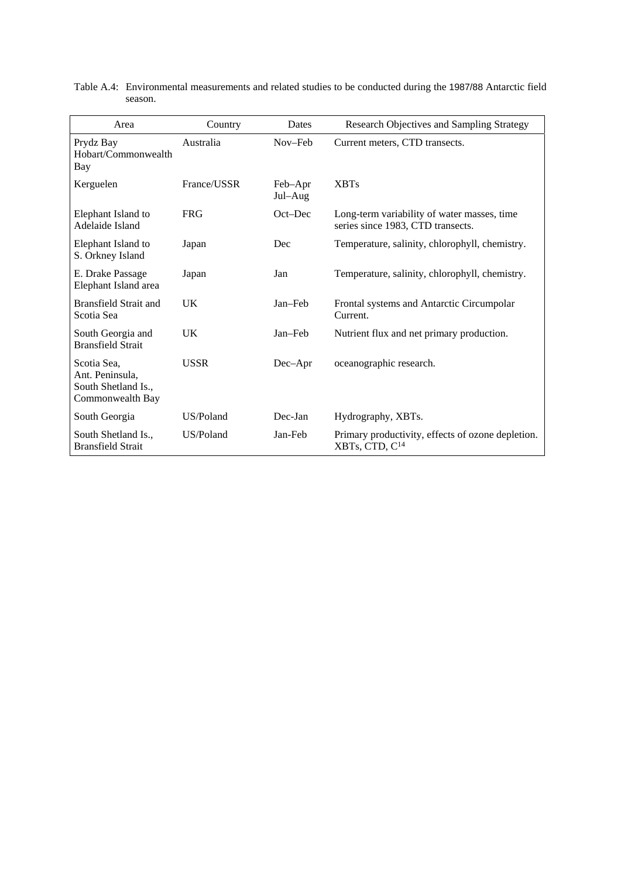Table A.4: Environmental measurements and related studies to be conducted during the 1987/88 Antarctic field season.

| Area | Country | Dates | Research Objectives and Sampling Strategy |
|---|---|---|---|
| Prydz Bay Hobart/Commonwealth Bay | Australia | Nov–Feb | Current meters, CTD transects. |
| Kerguelen | France/USSR | Feb–Apr Jul–Aug | XBTs |
| Elephant Island to Adelaide Island | FRG | Oct–Dec | Long-term variability of water masses, time series since 1983, CTD transects. |
| Elephant Island to S. Orkney Island | Japan | Dec | Temperature, salinity, chlorophyll, chemistry. |
| E. Drake Passage Elephant Island area | Japan | Jan | Temperature, salinity, chlorophyll, chemistry. |
| Bransfield Strait and Scotia Sea | UK | Jan–Feb | Frontal systems and Antarctic Circumpolar Current. |
| South Georgia and Bransfield Strait | UK | Jan–Feb | Nutrient flux and net primary production. |
| Scotia Sea, Ant. Peninsula, South Shetland Is., Commonwealth Bay | USSR | Dec–Apr | oceanographic research. |
| South Georgia | US/Poland | Dec-Jan | Hydrography, XBTs. |
| South Shetland Is., Bransfield Strait | US/Poland | Jan-Feb | Primary productivity, effects of ozone depletion. XBTs, CTD, $C^{14}$ |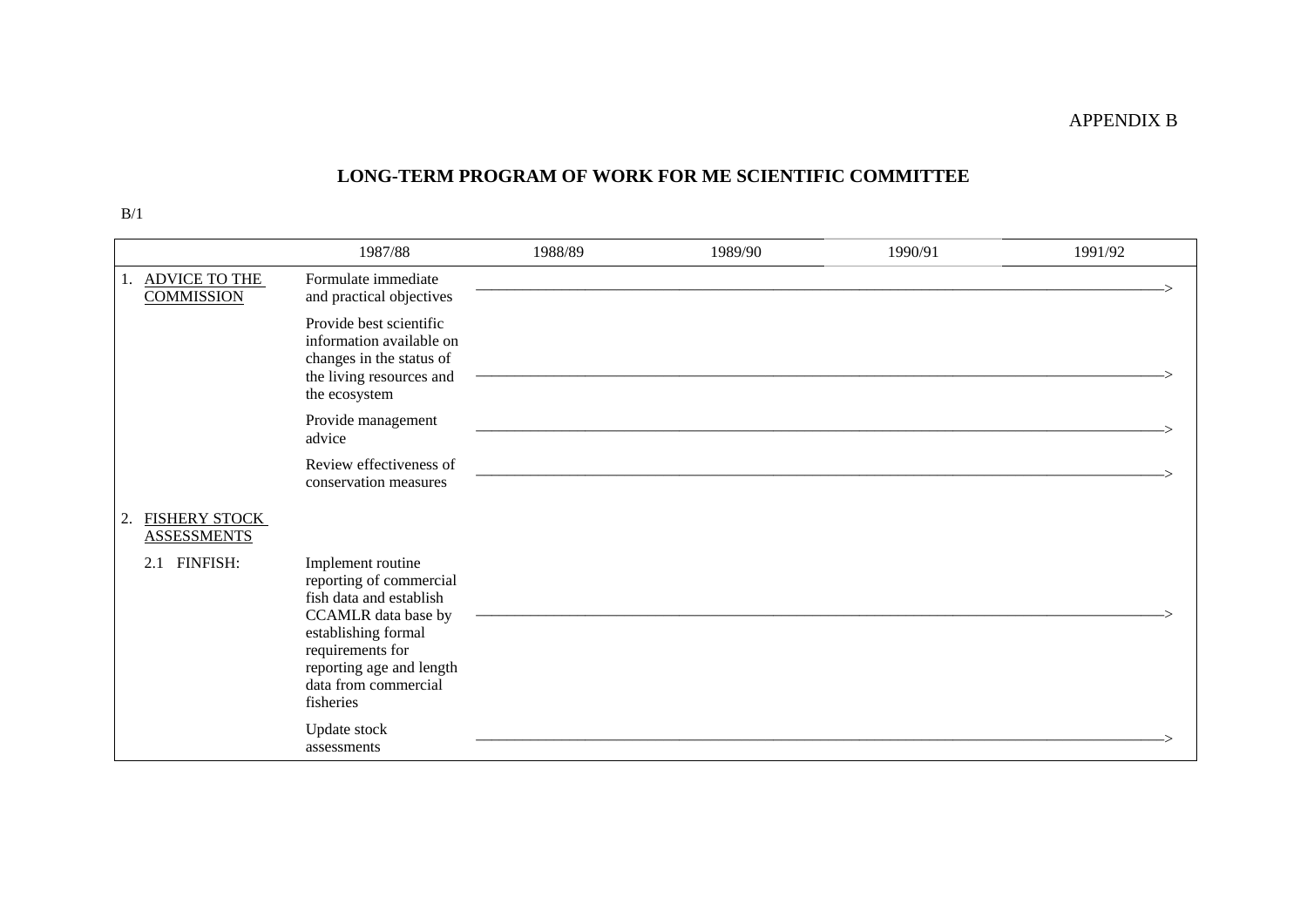APPENDIX B

# LONG-TERM PROGRAM OF WORK FOR ME SCIENTIFIC COMMITTEE

B/1

| | | 1987/88 | 1988/89 | 1989/90 | 1990/91 | 1991/92 |
|---|---|---|---|---|---|---|
| 1. ADVICE TO THE COMMISSION | Formulate immediate and practical objectives | ————— | ————— | ————— | ————— | ————> |
| | Provide best scientific information available on changes in the status of the living resources and the ecosystem | ————— | ————— | ————— | ————— | ————> |
| | Provide management advice | ————— | ————— | ————— | ————— | ————> |
| | Review effectiveness of conservation measures | ————— | ————— | ————— | ————— | ————> |
| 2. FISHERY STOCK ASSESSMENTS | | | | | | |
| 2.1 FINFISH: | Implement routine reporting of commercial fish data and establish CCAMLR data base by establishing formal requirements for reporting age and length data from commercial fisheries | ————— | ————— | ————— | ————— | ————> |
| | Update stock assessments | ————— | ————— | ————— | ————— | ————> |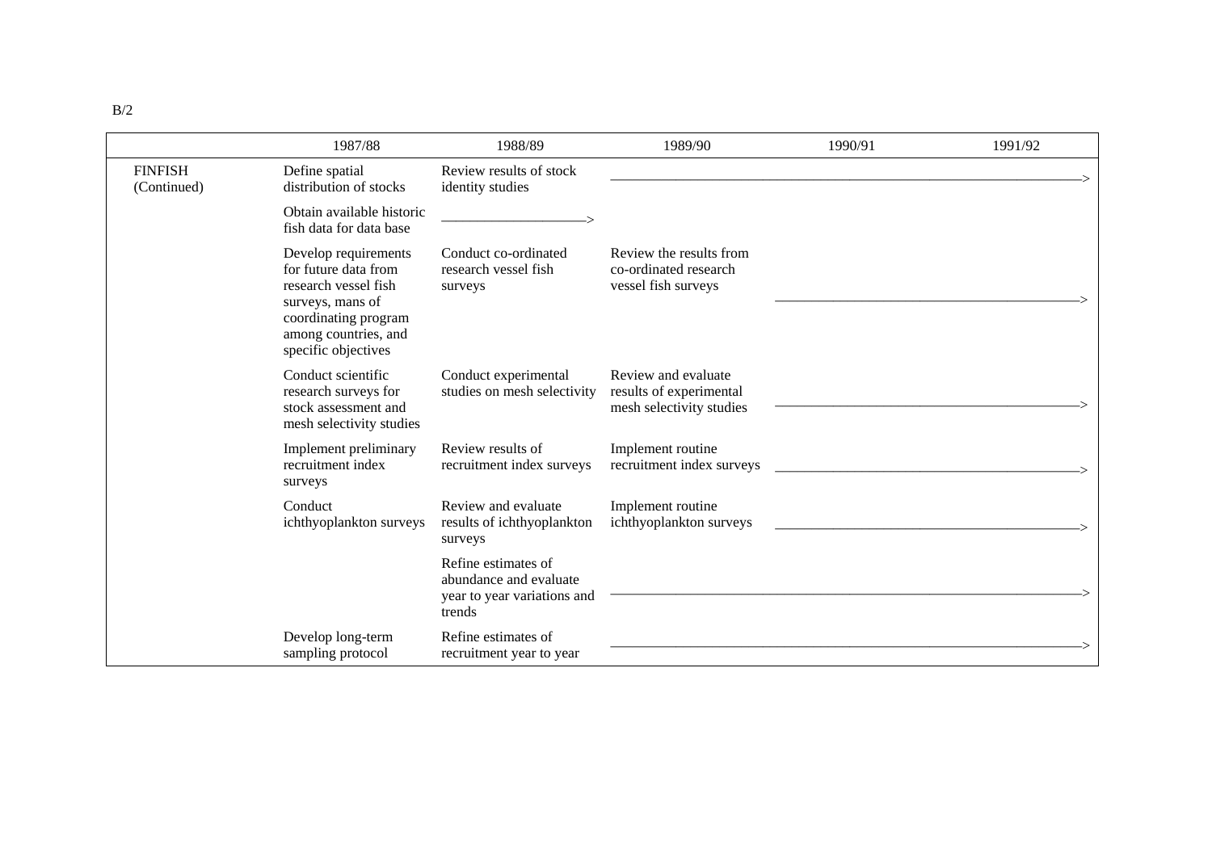B/2

| | 1987/88 | 1988/89 | 1989/90 | 1990/91 | 1991/92 |
|---|---|---|---|---|---|
| FINFISH (Continued) | Define spatial distribution of stocks | Review results of stock identity studies | ————————————————————————————> | | |
| | Obtain available historic fish data for data base | ——————————> | | | |
| | Develop requirements for future data from research vessel fish surveys, mans of coordinating program among countries, and specific objectives | Conduct co-ordinated research vessel fish surveys | Review the results from co-ordinated research vessel fish surveys | ——————————————————> | |
| | Conduct scientific research surveys for stock assessment and mesh selectivity studies | Conduct experimental studies on mesh selectivity | Review and evaluate results of experimental mesh selectivity studies | ——————————————————> | |
| | Implement preliminary recruitment index surveys | Review results of recruitment index surveys | Implement routine recruitment index surveys | ——————————————————> | |
| | Conduct ichthyoplankton surveys | Review and evaluate results of ichthyoplankton surveys | Implement routine ichthyoplankton surveys | ——————————————————> | |
| | | Refine estimates of abundance and evaluate year to year variations and trends | ————————————————————————————> | | |
| | Develop long-term sampling protocol | Refine estimates of recruitment year to year | ————————————————————————————> | | |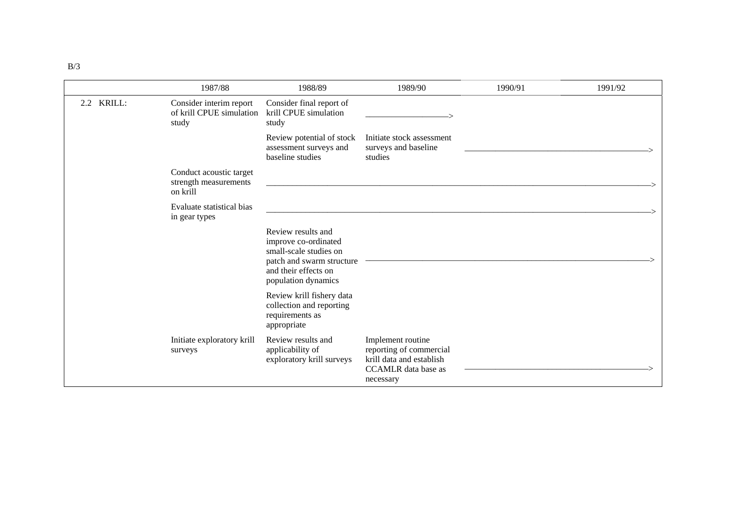B/3

|  | 1987/88 | 1988/89 | 1989/90 | 1990/91 | 1991/92 |
|---|---|---|---|---|---|
| 2.2 KRILL: | Consider interim report of krill CPUE simulation study | Consider final report of krill CPUE simulation study | ——————————> |  |  |
|  |  | Review potential of stock assessment surveys and baseline studies | Initiate stock assessment surveys and baseline studies | —————————— | ——————————> |
|  | Conduct acoustic target strength measurements on krill | —————————— | —————————— | —————————— | ——————————> |
|  | Evaluate statistical bias in gear types | —————————— | —————————— | —————————— | ——————————> |
|  |  | Review results and improve co-ordinated small-scale studies on patch and swarm structure and their effects on population dynamics | —————————— | —————————— | ——————————> |
|  |  | Review krill fishery data collection and reporting requirements as appropriate |  |  |  |
|  | Initiate exploratory krill surveys | Review results and applicability of exploratory krill surveys | Implement routine reporting of commercial krill data and establish CCAMLR data base as necessary | —————————— | ——————————> |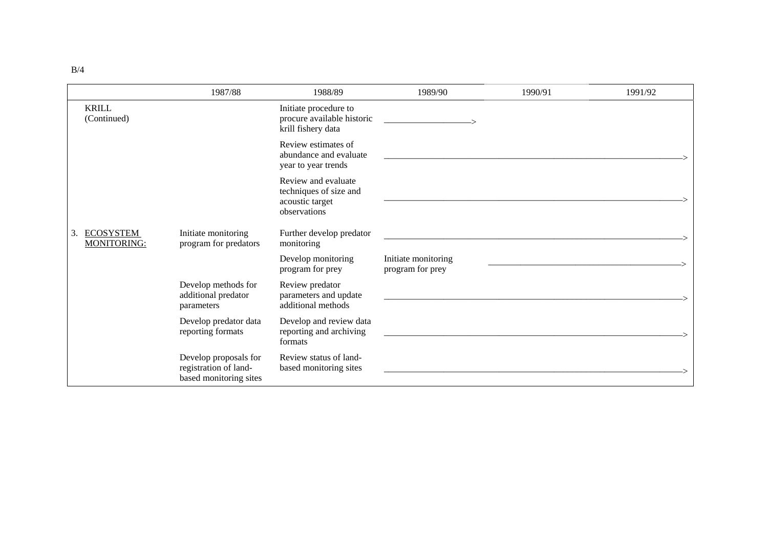B/4

| | 1987/88 | 1988/89 | 1989/90 | 1990/91 | 1991/92 |
|---|---|---|---|---|---|
| KRILL (Continued) | | Initiate procedure to procure available historic krill fishery data | ——————> | | |
| | | Review estimates of abundance and evaluate year to year trends | —————————— | —————————— | ——————————> |
| | | Review and evaluate techniques of size and acoustic target observations | —————————— | —————————— | ——————————> |
| 3. <u>ECOSYSTEM MONITORING:</u> | Initiate monitoring program for predators | Further develop predator monitoring | —————————— | —————————— | ——————————> |
| | | Develop monitoring program for prey | Initiate monitoring program for prey | —————————— | ——————————> |
| | Develop methods for additional predator parameters | Review predator parameters and update additional methods | —————————— | —————————— | ——————————> |
| | Develop predator data reporting formats | Develop and review data reporting and archiving formats | —————————— | —————————— | ——————————> |
| | Develop proposals for registration of land-based monitoring sites | Review status of land-based monitoring sites | —————————— | —————————— | ——————————> |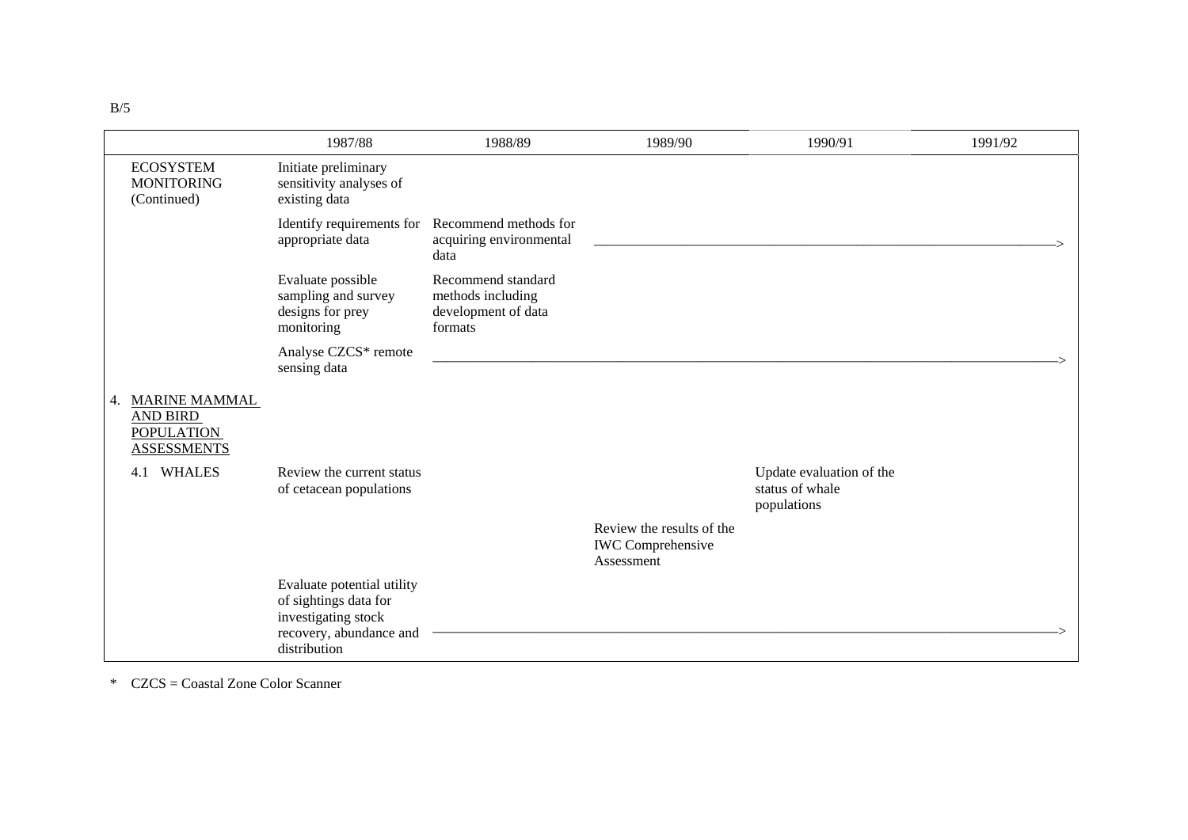B/5

| | 1987/88 | 1988/89 | 1989/90 | 1990/91 | 1991/92 |
|---|---|---|---|---|---|
| ECOSYSTEM MONITORING (Continued) | Initiate preliminary sensitivity analyses of existing data | | | | |
| | Identify requirements for appropriate data | Recommend methods for acquiring environmental data | ——————————— | ——————————— | ———————————> |
| | Evaluate possible sampling and survey designs for prey monitoring | Recommend standard methods including development of data formats | | | |
| | Analyse CZCS* remote sensing data | ——————————— | ——————————— | ——————————— | ———————————> |
| 4. MARINE MAMMAL AND BIRD POPULATION ASSESSMENTS | | | | | |
| 4.1 WHALES | Review the current status of cetacean populations | | | Update evaluation of the status of whale populations | |
| | | | Review the results of the IWC Comprehensive Assessment | | |
| | Evaluate potential utility of sightings data for investigating stock recovery, abundance and distribution | ——————————— | ——————————— | ——————————— | ———————————> |

\* CZCS = Coastal Zone Color Scanner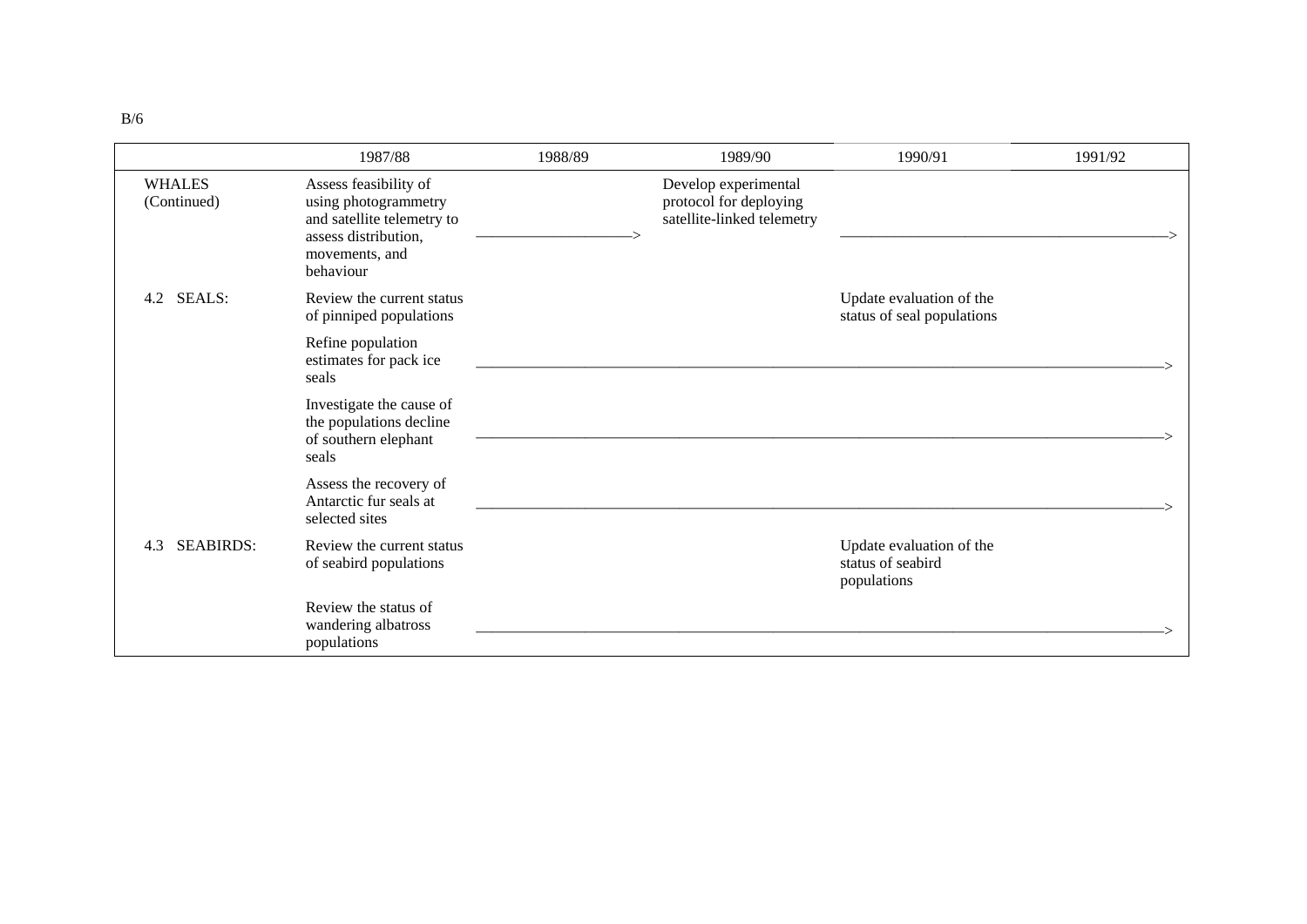B/6

| | 1987/88 | 1988/89 | 1989/90 | 1990/91 | 1991/92 |
|---|---|---|---|---|---|
| WHALES (Continued) | Assess feasibility of using photogrammetry and satellite telemetry to assess distribution, movements, and behaviour | ——————————> | Develop experimental protocol for deploying satellite-linked telemetry | ———————————— | ————————————> |
| 4.2 SEALS: | Review the current status of pinniped populations | | | Update evaluation of the status of seal populations | |
| | Refine population estimates for pack ice seals | ———————————— | ———————————— | ———————————— | ————————————> |
| | Investigate the cause of the populations decline of southern elephant seals | ———————————— | ———————————— | ———————————— | ————————————> |
| | Assess the recovery of Antarctic fur seals at selected sites | ———————————— | ———————————— | ———————————— | ————————————> |
| 4.3 SEABIRDS: | Review the current status of seabird populations | | | Update evaluation of the status of seabird populations | |
| | Review the status of wandering albatross populations | ———————————— | ———————————— | ———————————— | ————————————> |